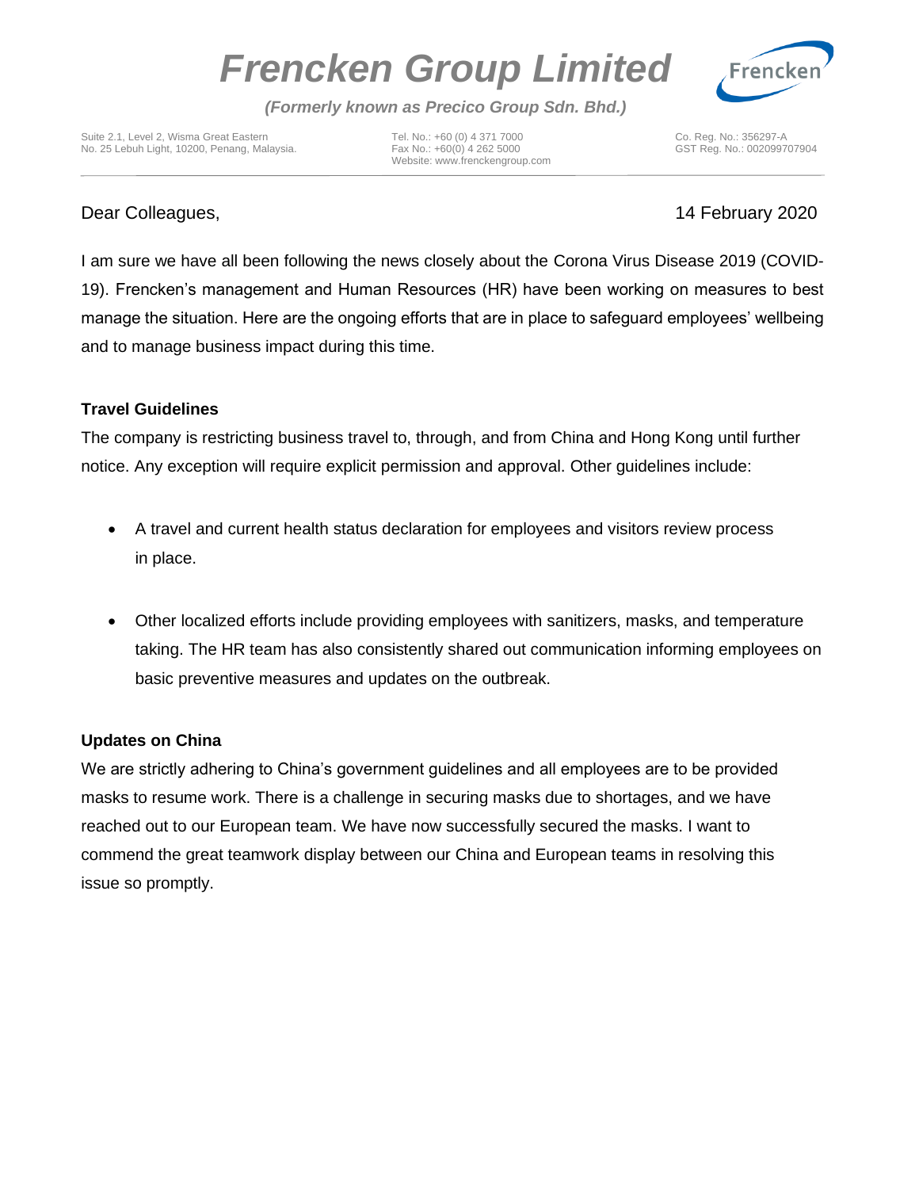# Frencken Group Limited

***(Formerly known as Precico Group Sdn. Bhd.)***

Suite 2.1, Level 2, Wisma Great Eastern
No. 25 Lebuh Light, 10200, Penang, Malaysia.

Tel. No.: +60 (0) 4 371 7000
Fax No.: +60(0) 4 262 5000
Website: www.frenckengroup.com

Co. Reg. No.: 356297-A
GST Reg. No.: 002099707904

---

Dear Colleagues,

14 February 2020

I am sure we have all been following the news closely about the Corona Virus Disease 2019 (COVID-19). Frencken's management and Human Resources (HR) have been working on measures to best manage the situation. Here are the ongoing efforts that are in place to safeguard employees' wellbeing and to manage business impact during this time.

**Travel Guidelines**

The company is restricting business travel to, through, and from China and Hong Kong until further notice. Any exception will require explicit permission and approval. Other guidelines include:

- A travel and current health status declaration for employees and visitors review process in place.
- Other localized efforts include providing employees with sanitizers, masks, and temperature taking. The HR team has also consistently shared out communication informing employees on basic preventive measures and updates on the outbreak.

**Updates on China**

We are strictly adhering to China's government guidelines and all employees are to be provided masks to resume work. There is a challenge in securing masks due to shortages, and we have reached out to our European team. We have now successfully secured the masks. I want to commend the great teamwork display between our China and European teams in resolving this issue so promptly.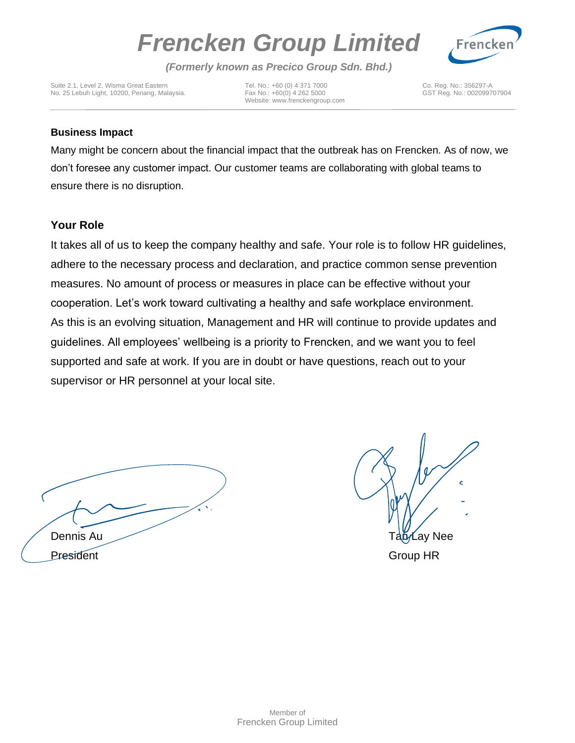# Frencken Group Limited

*(Formerly known as Precico Group Sdn. Bhd.)*

Suite 2.1, Level 2, Wisma Great Eastern
No. 25 Lebuh Light, 10200, Penang, Malaysia.

Tel. No.: +60 (0) 4 371 7000
Fax No.: +60(0) 4 262 5000
Website: www.frenckengroup.com

Co. Reg. No.: 356297-A
GST Reg. No.: 002099707904

---

**Business Impact**

Many might be concern about the financial impact that the outbreak has on Frencken. As of now, we don't foresee any customer impact. Our customer teams are collaborating with global teams to ensure there is no disruption.

**Your Role**

It takes all of us to keep the company healthy and safe. Your role is to follow HR guidelines, adhere to the necessary process and declaration, and practice common sense prevention measures. No amount of process or measures in place can be effective without your cooperation. Let's work toward cultivating a healthy and safe workplace environment.
As this is an evolving situation, Management and HR will continue to provide updates and guidelines. All employees' wellbeing is a priority to Frencken, and we want you to feel supported and safe at work. If you are in doubt or have questions, reach out to your supervisor or HR personnel at your local site.

Dennis Au
President

Tan Lay Nee
Group HR

Member of
Frencken Group Limited